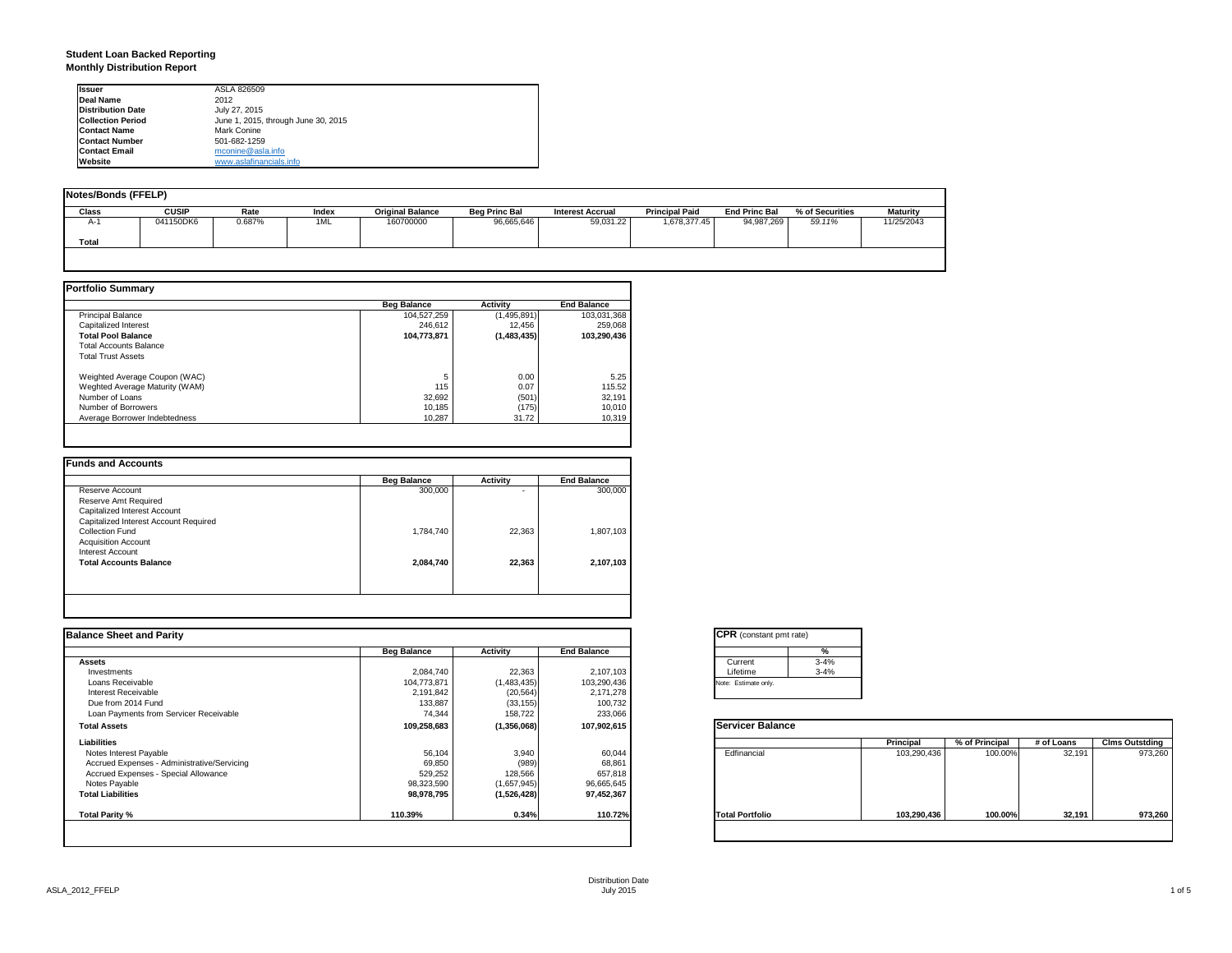# Student Loan Backed Reporting
## Monthly Distribution Report

| | |
|---|---|
| **Issuer** | ASLA 826509 |
| **Deal Name** | 2012 |
| **Distribution Date** | July 27, 2015 |
| **Collection Period** | June 1, 2015, through June 30, 2015 |
| **Contact Name** | Mark Conine |
| **Contact Number** | 501-682-1259 |
| **Contact Email** | mconine@asla.info |
| **Website** | www.aslafinancials.info |

### Notes/Bonds (FFELP)

| Class | CUSIP | Rate | Index | Original Balance | Beg Princ Bal | Interest Accrual | Principal Paid | End Princ Bal | % of Securities | Maturity |
|---|---|---|---|---|---|---|---|---|---|---|
| A-1 | 041150DK6 | 0.687% | 1ML | 160700000 | 96,665,646 | 59,031.22 | 1,678,377.45 | 94,987,269 | *59.11%* | 11/25/2043 |
| **Total** | | | | | | | | | | |

### Portfolio Summary

| | Beg Balance | Activity | End Balance |
|---|---|---|---|
| Principal Balance | 104,527,259 | (1,495,891) | 103,031,368 |
| Capitalized Interest | 246,612 | 12,456 | 259,068 |
| **Total Pool Balance** | **104,773,871** | **(1,483,435)** | **103,290,436** |
| Total Accounts Balance | | | |
| Total Trust Assets | | | |
| Weighted Average Coupon (WAC) | 5 | 0.00 | 5.25 |
| Weghted Average Maturity (WAM) | 115 | 0.07 | 115.52 |
| Number of Loans | 32,692 | (501) | 32,191 |
| Number of Borrowers | 10,185 | (175) | 10,010 |
| Average Borrower Indebtedness | 10,287 | 31.72 | 10,319 |

### Funds and Accounts

| | Beg Balance | Activity | End Balance |
|---|---|---|---|
| Reserve Account | 300,000 | - | 300,000 |
| Reserve Amt Required | | | |
| Capitalized Interest Account | | | |
| Capitalized Interest Account Required | | | |
| Collection Fund | 1,784,740 | 22,363 | 1,807,103 |
| Acquisition Account | | | |
| Interest Account | | | |
| **Total Accounts Balance** | **2,084,740** | **22,363** | **2,107,103** |

### Balance Sheet and Parity

| | Beg Balance | Activity | End Balance |
|---|---|---|---|
| **Assets** | | | |
| Investments | 2,084,740 | 22,363 | 2,107,103 |
| Loans Receivable | 104,773,871 | (1,483,435) | 103,290,436 |
| Interest Receivable | 2,191,842 | (20,564) | 2,171,278 |
| Due from 2014 Fund | 133,887 | (33,155) | 100,732 |
| Loan Payments from Servicer Receivable | 74,344 | 158,722 | 233,066 |
| **Total Assets** | **109,258,683** | **(1,356,068)** | **107,902,615** |
| **Liabilities** | | | |
| Notes Interest Payable | 56,104 | 3,940 | 60,044 |
| Accrued Expenses - Administrative/Servicing | 69,850 | (989) | 68,861 |
| Accrued Expenses - Special Allowance | 529,252 | 128,566 | 657,818 |
| Notes Payable | 98,323,590 | (1,657,945) | 96,665,645 |
| **Total Liabilities** | **98,978,795** | **(1,526,428)** | **97,452,367** |
| **Total Parity %** | **110.39%** | **0.34%** | **110.72%** |

### CPR (constant pmt rate)

| | % |
|---|---|
| Current | 3-4% |
| Lifetime | 3-4% |

Note: Estimate only.

### Servicer Balance

| | Principal | % of Principal | # of Loans | Clms Outstding |
|---|---|---|---|---|
| Edfinancial | 103,290,436 | 100.00% | 32,191 | 973,260 |
| **Total Portfolio** | **103,290,436** | **100.00%** | **32,191** | **973,260** |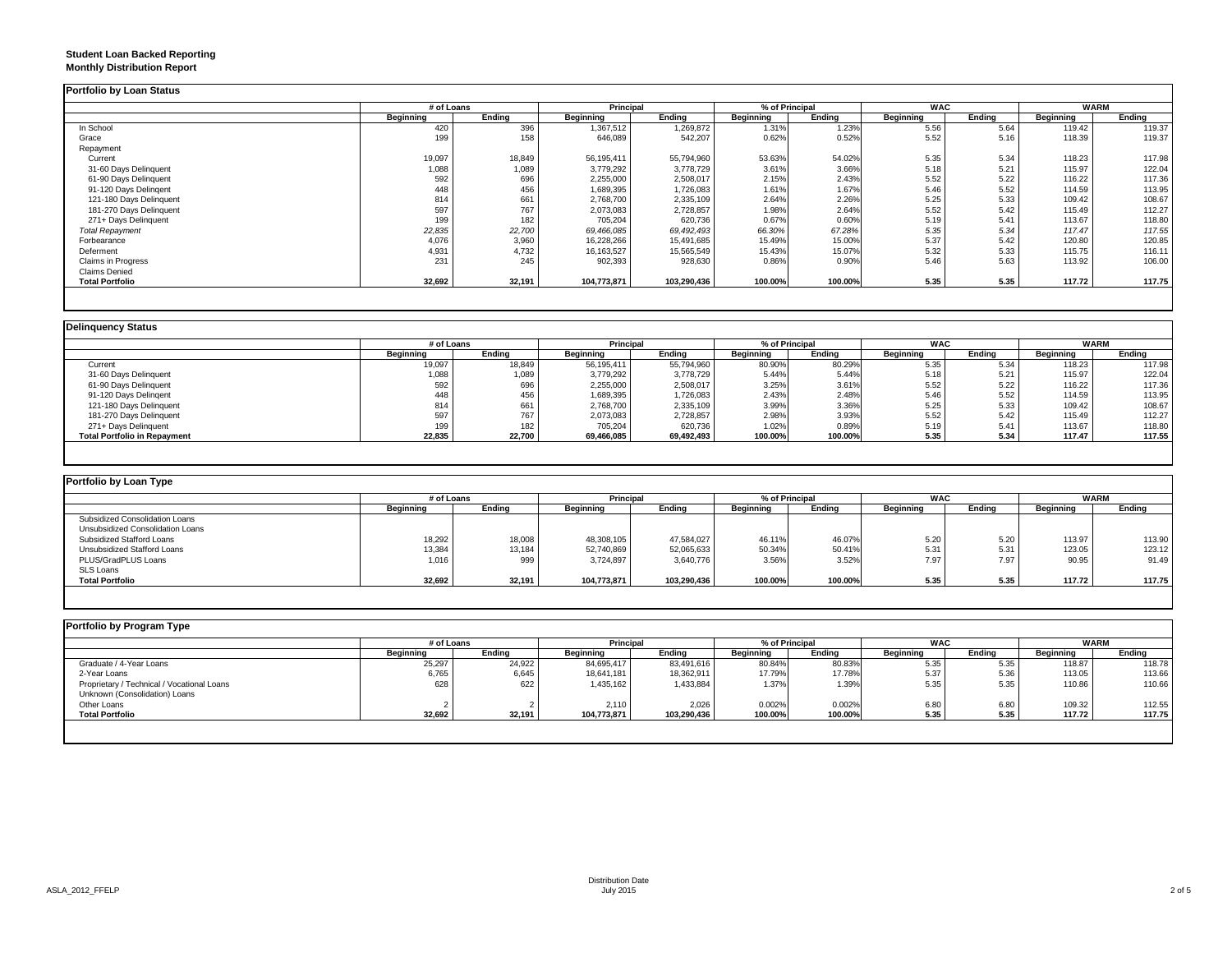**Student Loan Backed Reporting**
**Monthly Distribution Report**

## Portfolio by Loan Status

| | # of Loans | | Principal | | % of Principal | | WAC | | WARM | |
|---|---|---|---|---|---|---|---|---|---|---|
| | Beginning | Ending | Beginning | Ending | Beginning | Ending | Beginning | Ending | Beginning | Ending |
| In School | 420 | 396 | 1,367,512 | 1,269,872 | 1.31% | 1.23% | 5.56 | 5.64 | 119.42 | 119.37 |
| Grace | 199 | 158 | 646,089 | 542,207 | 0.62% | 0.52% | 5.52 | 5.16 | 118.39 | 119.37 |
| Repayment | | | | | | | | | | |
| Current | 19,097 | 18,849 | 56,195,411 | 55,794,960 | 53.63% | 54.02% | 5.35 | 5.34 | 118.23 | 117.98 |
| 31-60 Days Delinquent | 1,088 | 1,089 | 3,779,292 | 3,778,729 | 3.61% | 3.66% | 5.18 | 5.21 | 115.97 | 122.04 |
| 61-90 Days Delinquent | 592 | 696 | 2,255,000 | 2,508,017 | 2.15% | 2.43% | 5.52 | 5.22 | 116.22 | 117.36 |
| 91-120 Days Delingent | 448 | 456 | 1,689,395 | 1,726,083 | 1.61% | 1.67% | 5.46 | 5.52 | 114.59 | 113.95 |
| 121-180 Days Delinquent | 814 | 661 | 2,768,700 | 2,335,109 | 2.64% | 2.26% | 5.25 | 5.33 | 109.42 | 108.67 |
| 181-270 Days Delinquent | 597 | 767 | 2,073,083 | 2,728,857 | 1.98% | 2.64% | 5.52 | 5.42 | 115.49 | 112.27 |
| 271+ Days Delinquent | 199 | 182 | 705,204 | 620,736 | 0.67% | 0.60% | 5.19 | 5.41 | 113.67 | 118.80 |
| *Total Repayment* | *22,835* | *22,700* | *69,466,085* | *69,492,493* | *66.30%* | *67.28%* | *5.35* | *5.34* | *117.47* | *117.55* |
| Forbearance | 4,076 | 3,960 | 16,228,266 | 15,491,685 | 15.49% | 15.00% | 5.37 | 5.42 | 120.80 | 120.85 |
| Deferment | 4,931 | 4,732 | 16,163,527 | 15,565,549 | 15.43% | 15.07% | 5.32 | 5.33 | 115.75 | 116.11 |
| Claims in Progress | 231 | 245 | 902,393 | 928,630 | 0.86% | 0.90% | 5.46 | 5.63 | 113.92 | 106.00 |
| Claims Denied | | | | | | | | | | |
| **Total Portfolio** | **32,692** | **32,191** | **104,773,871** | **103,290,436** | **100.00%** | **100.00%** | **5.35** | **5.35** | **117.72** | **117.75** |

## Delinquency Status

| | # of Loans | | Principal | | % of Principal | | WAC | | WARM | |
|---|---|---|---|---|---|---|---|---|---|---|
| | Beginning | Ending | Beginning | Ending | Beginning | Ending | Beginning | Ending | Beginning | Ending |
| Current | 19,097 | 18,849 | 56,195,411 | 55,794,960 | 80.90% | 80.29% | 5.35 | 5.34 | 118.23 | 117.98 |
| 31-60 Days Delinquent | 1,088 | 1,089 | 3,779,292 | 3,778,729 | 5.44% | 5.44% | 5.18 | 5.21 | 115.97 | 122.04 |
| 61-90 Days Delinquent | 592 | 696 | 2,255,000 | 2,508,017 | 3.25% | 3.61% | 5.52 | 5.22 | 116.22 | 117.36 |
| 91-120 Days Delingent | 448 | 456 | 1,689,395 | 1,726,083 | 2.43% | 2.48% | 5.46 | 5.52 | 114.59 | 113.95 |
| 121-180 Days Delinquent | 814 | 661 | 2,768,700 | 2,335,109 | 3.99% | 3.36% | 5.25 | 5.33 | 109.42 | 108.67 |
| 181-270 Days Delinquent | 597 | 767 | 2,073,083 | 2,728,857 | 2.98% | 3.93% | 5.52 | 5.42 | 115.49 | 112.27 |
| 271+ Days Delinquent | 199 | 182 | 705,204 | 620,736 | 1.02% | 0.89% | 5.19 | 5.41 | 113.67 | 118.80 |
| **Total Portfolio in Repayment** | **22,835** | **22,700** | **69,466,085** | **69,492,493** | **100.00%** | **100.00%** | **5.35** | **5.34** | **117.47** | **117.55** |

## Portfolio by Loan Type

| | # of Loans | | Principal | | % of Principal | | WAC | | WARM | |
|---|---|---|---|---|---|---|---|---|---|---|
| | Beginning | Ending | Beginning | Ending | Beginning | Ending | Beginning | Ending | Beginning | Ending |
| Subsidized Consolidation Loans | | | | | | | | | | |
| Unsubsidized Consolidation Loans | | | | | | | | | | |
| Subsidized Stafford Loans | 18,292 | 18,008 | 48,308,105 | 47,584,027 | 46.11% | 46.07% | 5.20 | 5.20 | 113.97 | 113.90 |
| Unsubsidized Stafford Loans | 13,384 | 13,184 | 52,740,869 | 52,065,633 | 50.34% | 50.41% | 5.31 | 5.31 | 123.05 | 123.12 |
| PLUS/GradPLUS Loans | 1,016 | 999 | 3,724,897 | 3,640,776 | 3.56% | 3.52% | 7.97 | 7.97 | 90.95 | 91.49 |
| SLS Loans | | | | | | | | | | |
| **Total Portfolio** | **32,692** | **32,191** | **104,773,871** | **103,290,436** | **100.00%** | **100.00%** | **5.35** | **5.35** | **117.72** | **117.75** |

## Portfolio by Program Type

| | # of Loans | | Principal | | % of Principal | | WAC | | WARM | |
|---|---|---|---|---|---|---|---|---|---|---|
| | Beginning | Ending | Beginning | Ending | Beginning | Ending | Beginning | Ending | Beginning | Ending |
| Graduate / 4-Year Loans | 25,297 | 24,922 | 84,695,417 | 83,491,616 | 80.84% | 80.83% | 5.35 | 5.35 | 118.87 | 118.78 |
| 2-Year Loans | 6,765 | 6,645 | 18,641,181 | 18,362,911 | 17.79% | 17.78% | 5.37 | 5.36 | 113.05 | 113.66 |
| Proprietary / Technical / Vocational Loans | 628 | 622 | 1,435,162 | 1,433,884 | 1.37% | 1.39% | 5.35 | 5.35 | 110.86 | 110.66 |
| Unknown (Consolidation) Loans | | | | | | | | | | |
| Other Loans | 2 | 2 | 2,110 | 2,026 | 0.002% | 0.002% | 6.80 | 6.80 | 109.32 | 112.55 |
| **Total Portfolio** | **32,692** | **32,191** | **104,773,871** | **103,290,436** | **100.00%** | **100.00%** | **5.35** | **5.35** | **117.72** | **117.75** |

ASLA_2012_FFELP

Distribution Date
July 2015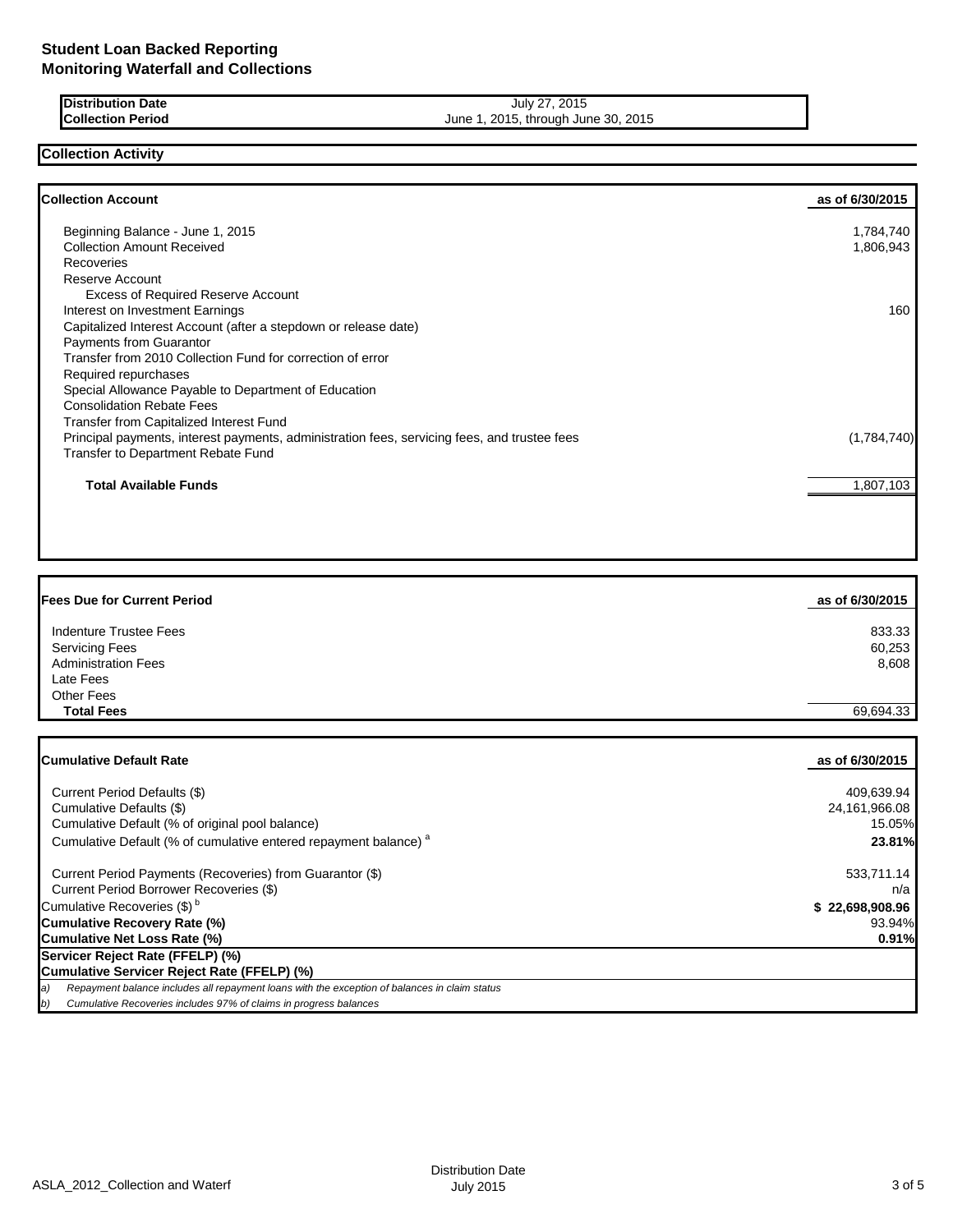# Student Loan Backed Reporting
# Monitoring Waterfall and Collections

| | |
|---|---|
| **Distribution Date** | July 27, 2015 |
| **Collection Period** | June 1, 2015, through June 30, 2015 |

## Collection Activity

| **Collection Account** | **as of 6/30/2015** |
|---|---|
| Beginning Balance - June 1, 2015 | 1,784,740 |
| Collection Amount Received | 1,806,943 |
| Recoveries | |
| Reserve Account | |
| Excess of Required Reserve Account | |
| Interest on Investment Earnings | 160 |
| Capitalized Interest Account (after a stepdown or release date) | |
| Payments from Guarantor | |
| Transfer from 2010 Collection Fund for correction of error | |
| Required repurchases | |
| Special Allowance Payable to Department of Education | |
| Consolidation Rebate Fees | |
| Transfer from Capitalized Interest Fund | |
| Principal payments, interest payments, administration fees, servicing fees, and trustee fees | (1,784,740) |
| Transfer to Department Rebate Fund | |
| **Total Available Funds** | 1,807,103 |

| **Fees Due for Current Period** | **as of 6/30/2015** |
|---|---|
| Indenture Trustee Fees | 833.33 |
| Servicing Fees | 60,253 |
| Administration Fees | 8,608 |
| Late Fees | |
| Other Fees | |
| **Total Fees** | 69,694.33 |

| **Cumulative Default Rate** | **as of 6/30/2015** |
|---|---|
| Current Period Defaults ($) | 409,639.94 |
| Cumulative Defaults ($) | 24,161,966.08 |
| Cumulative Default (% of original pool balance) | 15.05% |
| Cumulative Default (% of cumulative entered repayment balance) [a] | **23.81%** |
| Current Period Payments (Recoveries) from Guarantor ($) | 533,711.14 |
| Current Period Borrower Recoveries ($) | n/a |
| Cumulative Recoveries ($) [b] | **$ 22,698,908.96** |
| **Cumulative Recovery Rate (%)** | 93.94% |
| **Cumulative Net Loss Rate (%)** | **0.91%** |
| **Servicer Reject Rate (FFELP) (%)** | |
| **Cumulative Servicer Reject Rate (FFELP) (%)** | |

*a) Repayment balance includes all repayment loans with the exception of balances in claim status*

*b) Cumulative Recoveries includes 97% of claims in progress balances*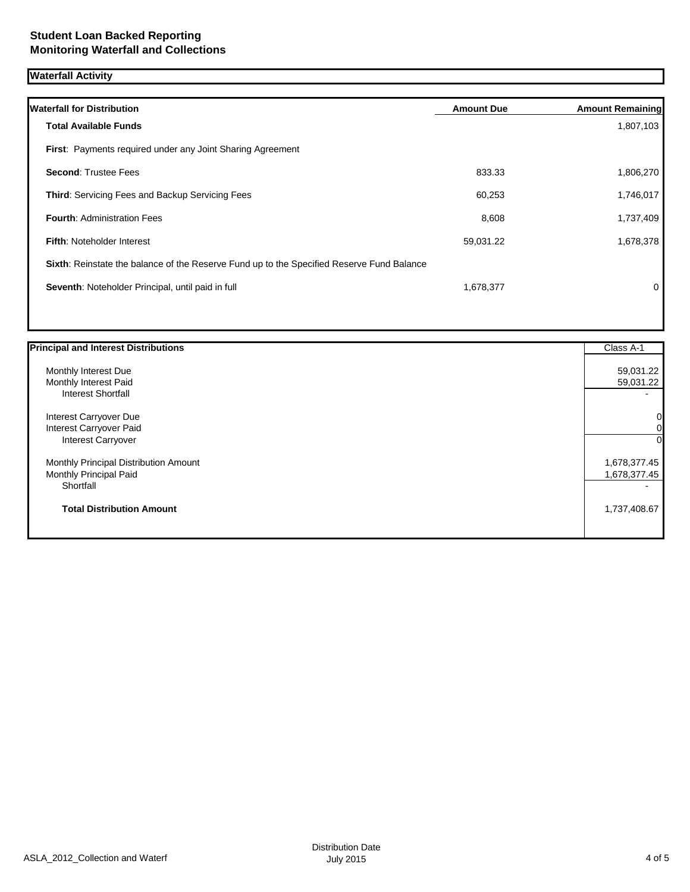**Student Loan Backed Reporting**
**Monitoring Waterfall and Collections**

## Waterfall Activity

| Waterfall for Distribution | Amount Due | Amount Remaining |
|---|---|---|
| **Total Available Funds** | | 1,807,103 |
| **First**: Payments required under any Joint Sharing Agreement | | |
| **Second**: Trustee Fees | 833.33 | 1,806,270 |
| **Third**: Servicing Fees and Backup Servicing Fees | 60,253 | 1,746,017 |
| **Fourth**: Administration Fees | 8,608 | 1,737,409 |
| **Fifth**: Noteholder Interest | 59,031.22 | 1,678,378 |
| **Sixth**: Reinstate the balance of the Reserve Fund up to the Specified Reserve Fund Balance | | |
| **Seventh**: Noteholder Principal, until paid in full | 1,678,377 | 0 |

| Principal and Interest Distributions | Class A-1 |
|---|---|
| Monthly Interest Due | 59,031.22 |
| Monthly Interest Paid | 59,031.22 |
| Interest Shortfall | - |
| Interest Carryover Due | 0 |
| Interest Carryover Paid | 0 |
| Interest Carryover | 0 |
| Monthly Principal Distribution Amount | 1,678,377.45 |
| Monthly Principal Paid | 1,678,377.45 |
| Shortfall | - |
| **Total Distribution Amount** | 1,737,408.67 |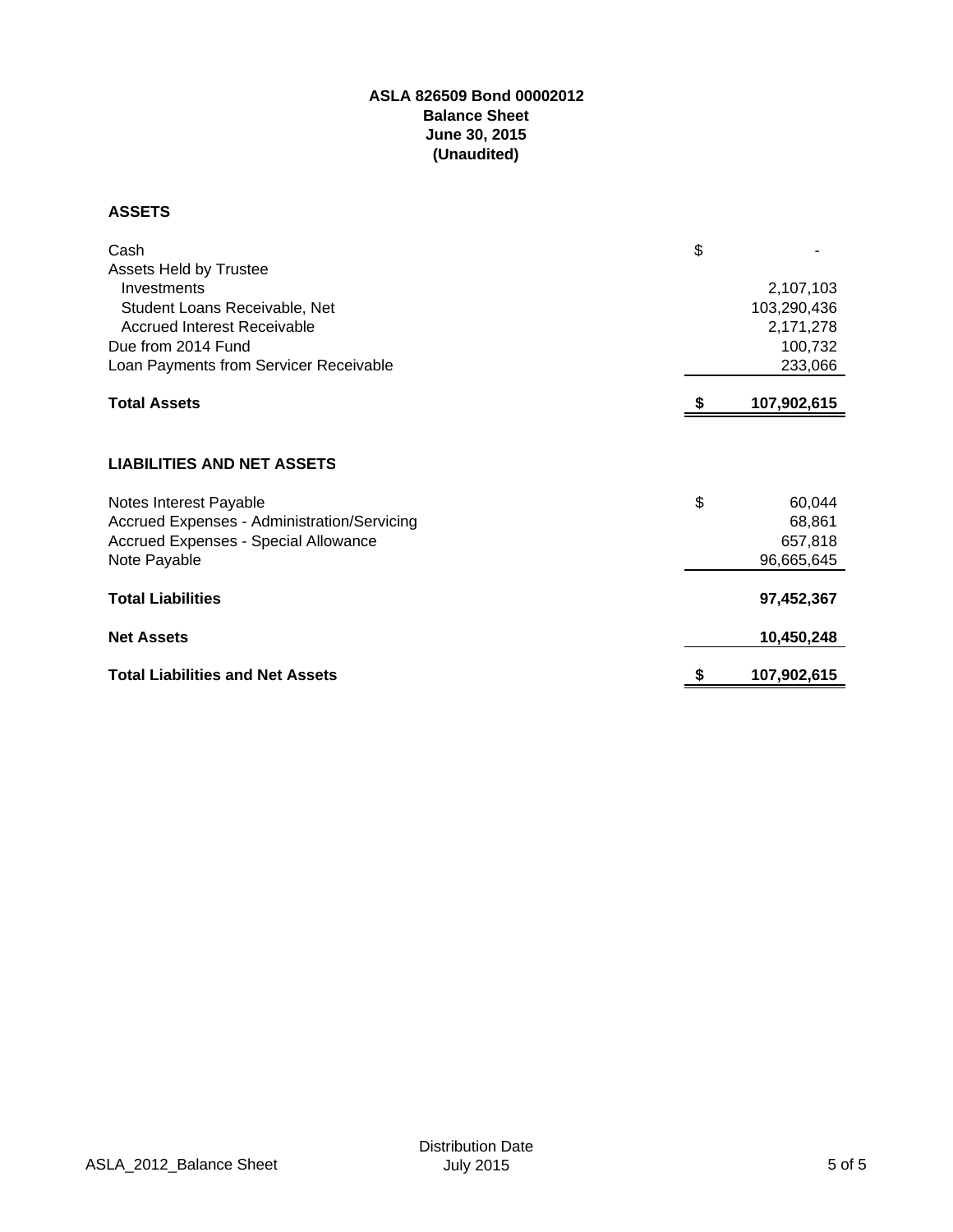**ASLA 826509 Bond 00002012**
**Balance Sheet**
**June 30, 2015**
**(Unaudited)**

**ASSETS**

| | | |
|---|---|---|
| Cash | $ | - |
| Assets Held by Trustee | | |
| Investments | | 2,107,103 |
| Student Loans Receivable, Net | | 103,290,436 |
| Accrued Interest Receivable | | 2,171,278 |
| Due from 2014 Fund | | 100,732 |
| Loan Payments from Servicer Receivable | | 233,066 |
| **Total Assets** | **$** | **107,902,615** |

**LIABILITIES AND NET ASSETS**

| | | |
|---|---|---|
| Notes Interest Payable | $ | 60,044 |
| Accrued Expenses - Administration/Servicing | | 68,861 |
| Accrued Expenses - Special Allowance | | 657,818 |
| Note Payable | | 96,665,645 |
| **Total Liabilities** | | **97,452,367** |
| **Net Assets** | | **10,450,248** |
| **Total Liabilities and Net Assets** | **$** | **107,902,615** |

ASLA_2012_Balance Sheet

Distribution Date
July 2015